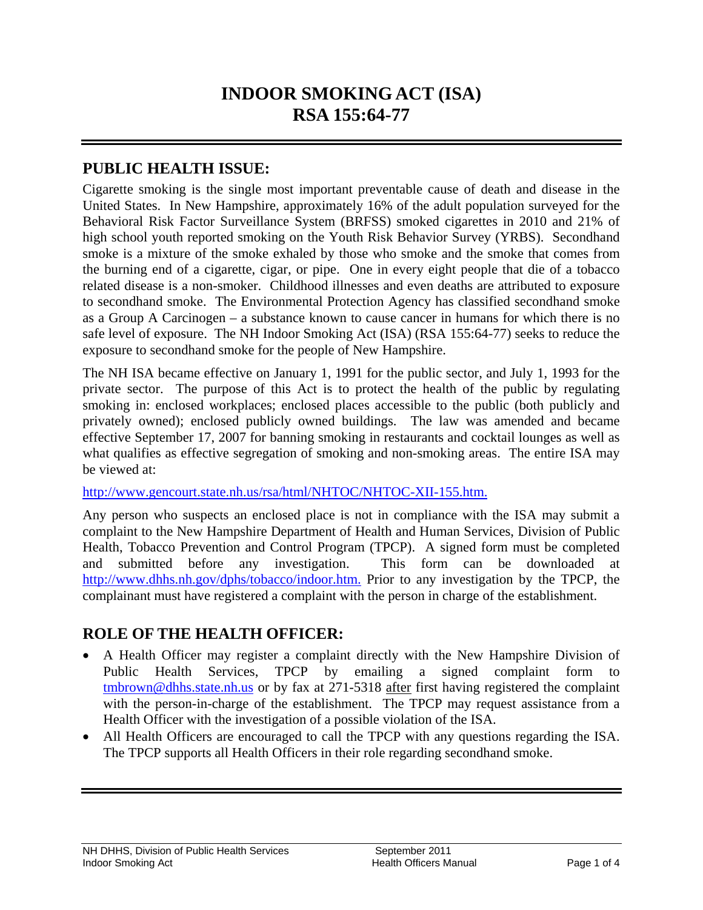# INDOOR SMOKING ACT (ISA)
# RSA 155:64-77

## PUBLIC HEALTH ISSUE:

Cigarette smoking is the single most important preventable cause of death and disease in the United States. In New Hampshire, approximately 16% of the adult population surveyed for the Behavioral Risk Factor Surveillance System (BRFSS) smoked cigarettes in 2010 and 21% of high school youth reported smoking on the Youth Risk Behavior Survey (YRBS). Secondhand smoke is a mixture of the smoke exhaled by those who smoke and the smoke that comes from the burning end of a cigarette, cigar, or pipe. One in every eight people that die of a tobacco related disease is a non-smoker. Childhood illnesses and even deaths are attributed to exposure to secondhand smoke. The Environmental Protection Agency has classified secondhand smoke as a Group A Carcinogen – a substance known to cause cancer in humans for which there is no safe level of exposure. The NH Indoor Smoking Act (ISA) (RSA 155:64-77) seeks to reduce the exposure to secondhand smoke for the people of New Hampshire.

The NH ISA became effective on January 1, 1991 for the public sector, and July 1, 1993 for the private sector. The purpose of this Act is to protect the health of the public by regulating smoking in: enclosed workplaces; enclosed places accessible to the public (both publicly and privately owned); enclosed publicly owned buildings. The law was amended and became effective September 17, 2007 for banning smoking in restaurants and cocktail lounges as well as what qualifies as effective segregation of smoking and non-smoking areas. The entire ISA may be viewed at:

http://www.gencourt.state.nh.us/rsa/html/NHTOC/NHTOC-XII-155.htm.

Any person who suspects an enclosed place is not in compliance with the ISA may submit a complaint to the New Hampshire Department of Health and Human Services, Division of Public Health, Tobacco Prevention and Control Program (TPCP). A signed form must be completed and submitted before any investigation. This form can be downloaded at http://www.dhhs.nh.gov/dphs/tobacco/indoor.htm. Prior to any investigation by the TPCP, the complainant must have registered a complaint with the person in charge of the establishment.

## ROLE OF THE HEALTH OFFICER:

- A Health Officer may register a complaint directly with the New Hampshire Division of Public Health Services, TPCP by emailing a signed complaint form to tmbrown@dhhs.state.nh.us or by fax at 271-5318 after first having registered the complaint with the person-in-charge of the establishment. The TPCP may request assistance from a Health Officer with the investigation of a possible violation of the ISA.
- All Health Officers are encouraged to call the TPCP with any questions regarding the ISA. The TPCP supports all Health Officers in their role regarding secondhand smoke.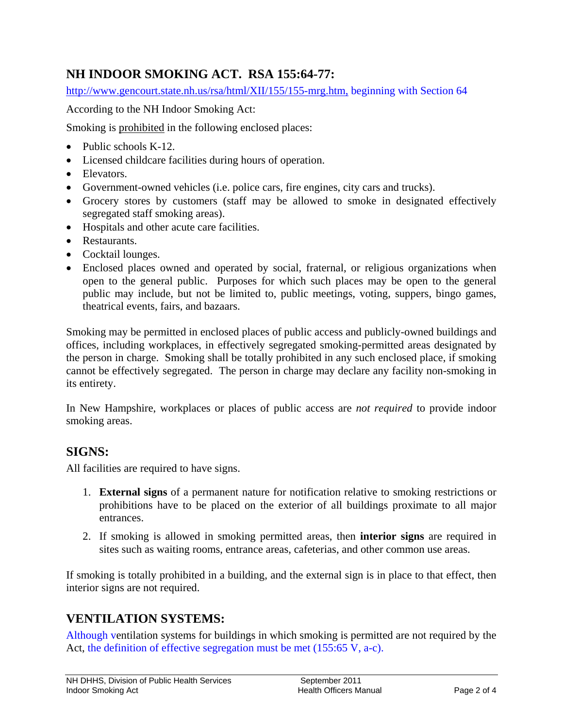## NH INDOOR SMOKING ACT. RSA 155:64-77:

http://www.gencourt.state.nh.us/rsa/html/XII/155/155-mrg.htm, beginning with Section 64

According to the NH Indoor Smoking Act:

Smoking is prohibited in the following enclosed places:

- Public schools K-12.
- Licensed childcare facilities during hours of operation.
- Elevators.
- Government-owned vehicles (i.e. police cars, fire engines, city cars and trucks).
- Grocery stores by customers (staff may be allowed to smoke in designated effectively segregated staff smoking areas).
- Hospitals and other acute care facilities.
- Restaurants.
- Cocktail lounges.
- Enclosed places owned and operated by social, fraternal, or religious organizations when open to the general public. Purposes for which such places may be open to the general public may include, but not be limited to, public meetings, voting, suppers, bingo games, theatrical events, fairs, and bazaars.

Smoking may be permitted in enclosed places of public access and publicly-owned buildings and offices, including workplaces, in effectively segregated smoking-permitted areas designated by the person in charge. Smoking shall be totally prohibited in any such enclosed place, if smoking cannot be effectively segregated. The person in charge may declare any facility non-smoking in its entirety.

In New Hampshire, workplaces or places of public access are *not required* to provide indoor smoking areas.

## SIGNS:

All facilities are required to have signs.

1. **External signs** of a permanent nature for notification relative to smoking restrictions or prohibitions have to be placed on the exterior of all buildings proximate to all major entrances.
2. If smoking is allowed in smoking permitted areas, then **interior signs** are required in sites such as waiting rooms, entrance areas, cafeterias, and other common use areas.

If smoking is totally prohibited in a building, and the external sign is in place to that effect, then interior signs are not required.

## VENTILATION SYSTEMS:

Although ventilation systems for buildings in which smoking is permitted are not required by the Act, the definition of effective segregation must be met (155:65 V, a-c).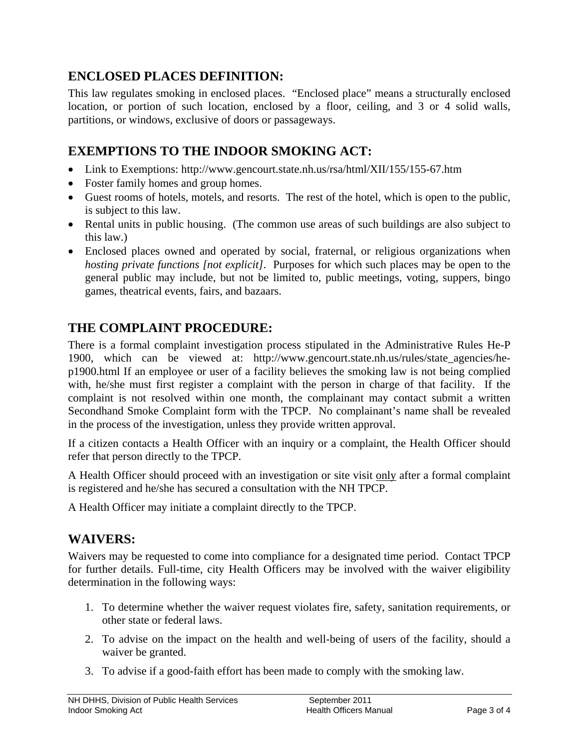## ENCLOSED PLACES DEFINITION:

This law regulates smoking in enclosed places. "Enclosed place" means a structurally enclosed location, or portion of such location, enclosed by a floor, ceiling, and 3 or 4 solid walls, partitions, or windows, exclusive of doors or passageways.

## EXEMPTIONS TO THE INDOOR SMOKING ACT:

- Link to Exemptions: http://www.gencourt.state.nh.us/rsa/html/XII/155/155-67.htm
- Foster family homes and group homes.
- Guest rooms of hotels, motels, and resorts. The rest of the hotel, which is open to the public, is subject to this law.
- Rental units in public housing. (The common use areas of such buildings are also subject to this law.)
- Enclosed places owned and operated by social, fraternal, or religious organizations when *hosting private functions [not explicit]*. Purposes for which such places may be open to the general public may include, but not be limited to, public meetings, voting, suppers, bingo games, theatrical events, fairs, and bazaars.

## THE COMPLAINT PROCEDURE:

There is a formal complaint investigation process stipulated in the Administrative Rules He-P 1900, which can be viewed at: http://www.gencourt.state.nh.us/rules/state_agencies/he-p1900.html If an employee or user of a facility believes the smoking law is not being complied with, he/she must first register a complaint with the person in charge of that facility. If the complaint is not resolved within one month, the complainant may contact submit a written Secondhand Smoke Complaint form with the TPCP. No complainant's name shall be revealed in the process of the investigation, unless they provide written approval.

If a citizen contacts a Health Officer with an inquiry or a complaint, the Health Officer should refer that person directly to the TPCP.

A Health Officer should proceed with an investigation or site visit <u>only</u> after a formal complaint is registered and he/she has secured a consultation with the NH TPCP.

A Health Officer may initiate a complaint directly to the TPCP.

## WAIVERS:

Waivers may be requested to come into compliance for a designated time period. Contact TPCP for further details. Full-time, city Health Officers may be involved with the waiver eligibility determination in the following ways:

1. To determine whether the waiver request violates fire, safety, sanitation requirements, or other state or federal laws.
2. To advise on the impact on the health and well-being of users of the facility, should a waiver be granted.
3. To advise if a good-faith effort has been made to comply with the smoking law.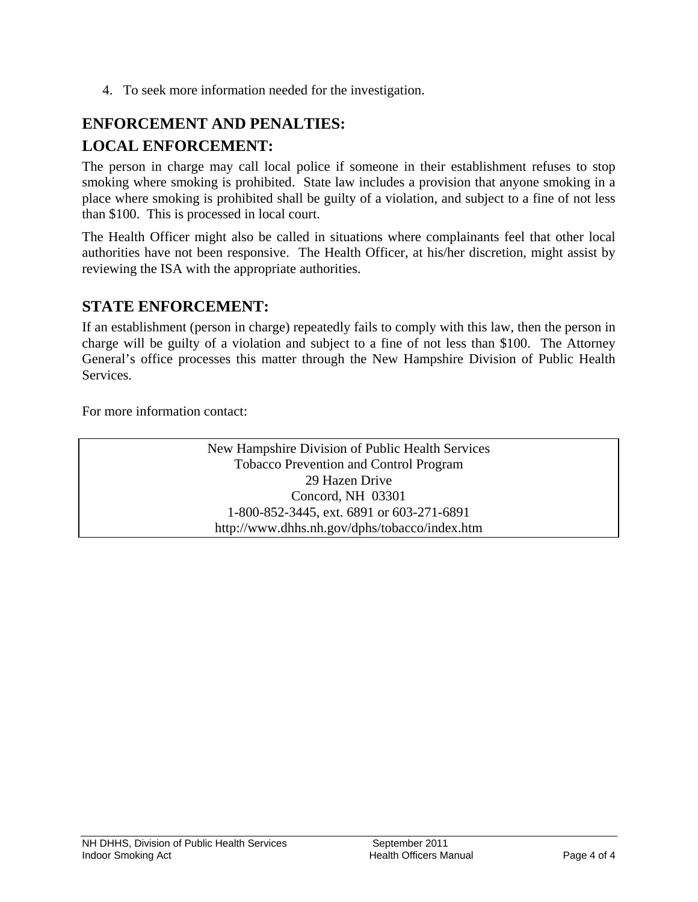4. To seek more information needed for the investigation.

## ENFORCEMENT AND PENALTIES:

## LOCAL ENFORCEMENT:

The person in charge may call local police if someone in their establishment refuses to stop smoking where smoking is prohibited. State law includes a provision that anyone smoking in a place where smoking is prohibited shall be guilty of a violation, and subject to a fine of not less than $100. This is processed in local court.

The Health Officer might also be called in situations where complainants feel that other local authorities have not been responsive. The Health Officer, at his/her discretion, might assist by reviewing the ISA with the appropriate authorities.

## STATE ENFORCEMENT:

If an establishment (person in charge) repeatedly fails to comply with this law, then the person in charge will be guilty of a violation and subject to a fine of not less than $100. The Attorney General's office processes this matter through the New Hampshire Division of Public Health Services.

For more information contact:

| |
|---|
| New Hampshire Division of Public Health Services<br>Tobacco Prevention and Control Program<br>29 Hazen Drive<br>Concord, NH 03301<br>1-800-852-3445, ext. 6891 or 603-271-6891<br>http://www.dhhs.nh.gov/dphs/tobacco/index.htm |